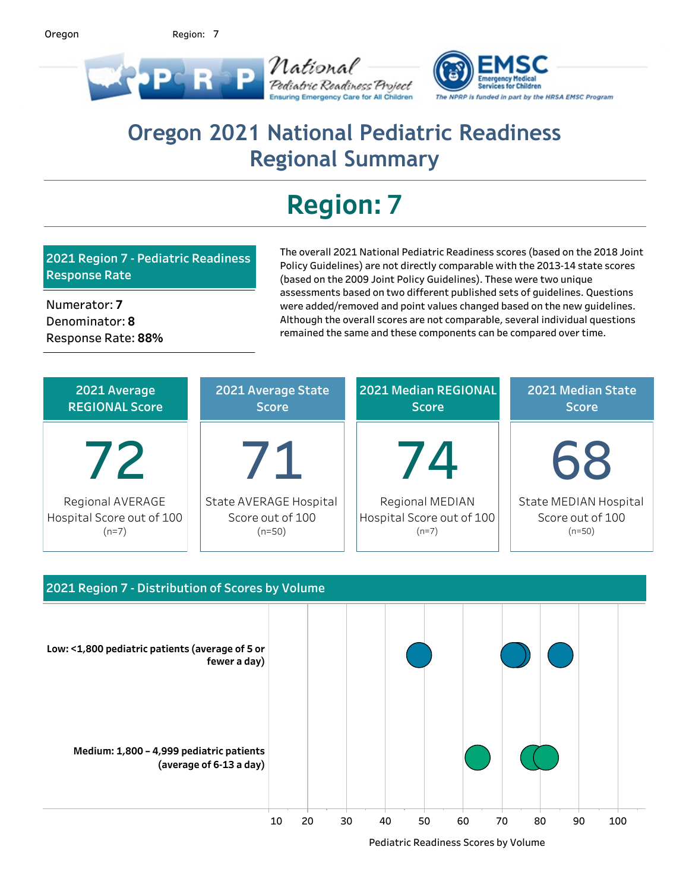Oregon Region: 7

# Oregon 2021 National Pediatric Readiness Regional Summary

# Region: 7

## 2021 Region 7 - Pediatric Readiness Response Rate

Numerator: **7**
Denominator: **8**
Response Rate: **88%**

The overall 2021 National Pediatric Readiness scores (based on the 2018 Joint Policy Guidelines) are not directly comparable with the 2013-14 state scores (based on the 2009 Joint Policy Guidelines). These were two unique assessments based on two different published sets of guidelines. Questions were added/removed and point values changed based on the new guidelines. Although the overall scores are not comparable, several individual questions remained the same and these components can be compared over time.

| 2021 Average REGIONAL Score | 2021 Average State Score | 2021 Median REGIONAL Score | 2021 Median State Score |
| --- | --- | --- | --- |
| 72 | 71 | 74 | 68 |
| Regional AVERAGE Hospital Score out of 100 (n=7) | State AVERAGE Hospital Score out of 100 (n=50) | Regional MEDIAN Hospital Score out of 100 (n=7) | State MEDIAN Hospital Score out of 100 (n=50) |

## 2021 Region 7 - Distribution of Scores by Volume

Low: <1,800 pediatric patients (average of 5 or fewer a day)

Medium: 1,800 – 4,999 pediatric patients (average of 6-13 a day)

10 20 30 40 50 60 70 80 90 100

Pediatric Readiness Scores by Volume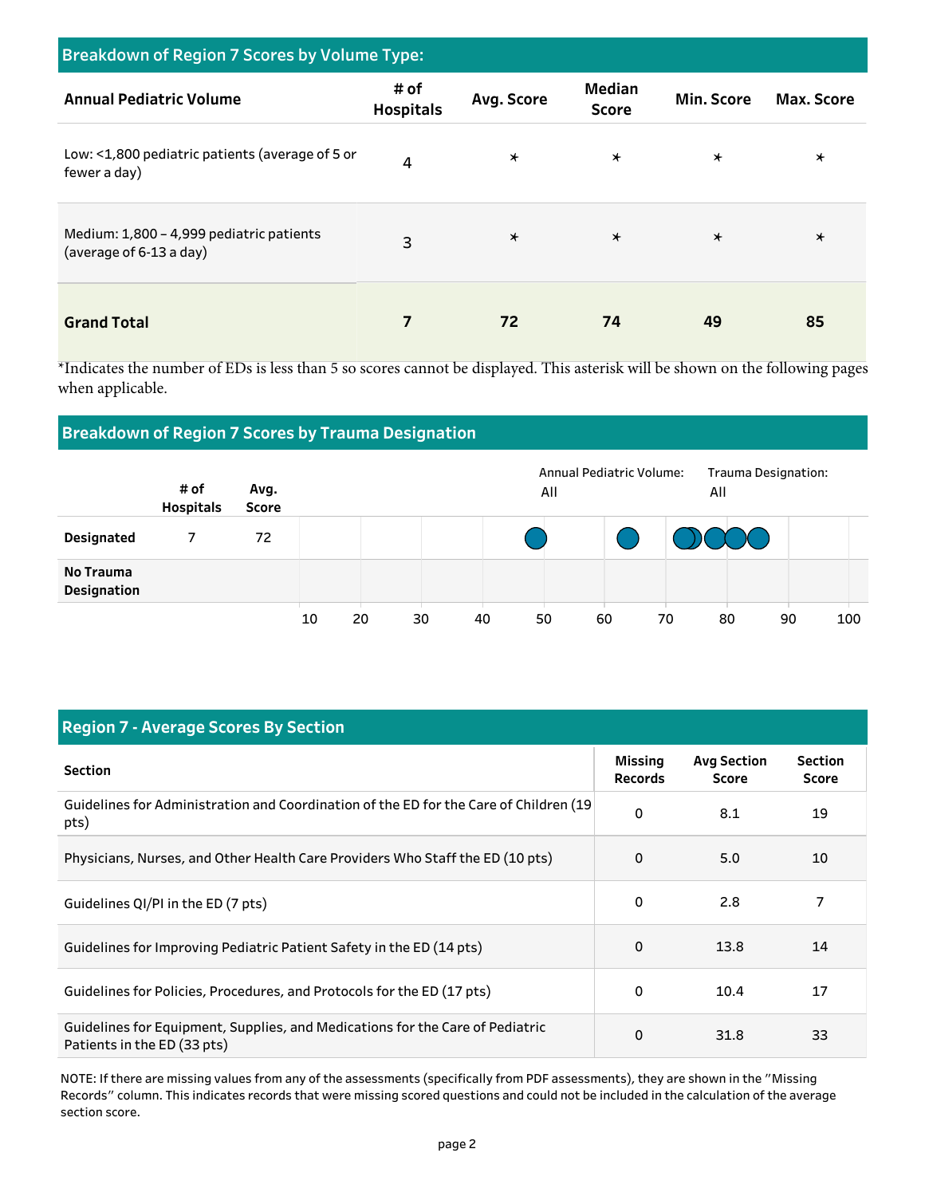## Breakdown of Region 7 Scores by Volume Type:

| Annual Pediatric Volume | # of Hospitals | Avg. Score | Median Score | Min. Score | Max. Score |
| --- | --- | --- | --- | --- | --- |
| Low: <1,800 pediatric patients (average of 5 or fewer a day) | 4 | * | * | * | * |
| Medium: 1,800 – 4,999 pediatric patients (average of 6-13 a day) | 3 | * | * | * | * |
| **Grand Total** | **7** | **72** | **74** | **49** | **85** |

*Indicates the number of EDs is less than 5 so scores cannot be displayed. This asterisk will be shown on the following pages when applicable.

## Breakdown of Region 7 Scores by Trauma Designation

| | # of Hospitals | Avg. Score |
| --- | --- | --- |
| Designated | 7 | 72 |
| No Trauma Designation | | |

Annual Pediatric Volume: All

Trauma Designation: All

10 20 30 40 50 60 70 80 90 100

## Region 7 - Average Scores By Section

| Section | Missing Records | Avg Section Score | Section Score |
| --- | --- | --- | --- |
| Guidelines for Administration and Coordination of the ED for the Care of Children (19 pts) | 0 | 8.1 | 19 |
| Physicians, Nurses, and Other Health Care Providers Who Staff the ED (10 pts) | 0 | 5.0 | 10 |
| Guidelines QI/PI in the ED (7 pts) | 0 | 2.8 | 7 |
| Guidelines for Improving Pediatric Patient Safety in the ED (14 pts) | 0 | 13.8 | 14 |
| Guidelines for Policies, Procedures, and Protocols for the ED (17 pts) | 0 | 10.4 | 17 |
| Guidelines for Equipment, Supplies, and Medications for the Care of Pediatric Patients in the ED (33 pts) | 0 | 31.8 | 33 |

NOTE: If there are missing values from any of the assessments (specifically from PDF assessments), they are shown in the "Missing Records" column. This indicates records that were missing scored questions and could not be included in the calculation of the average section score.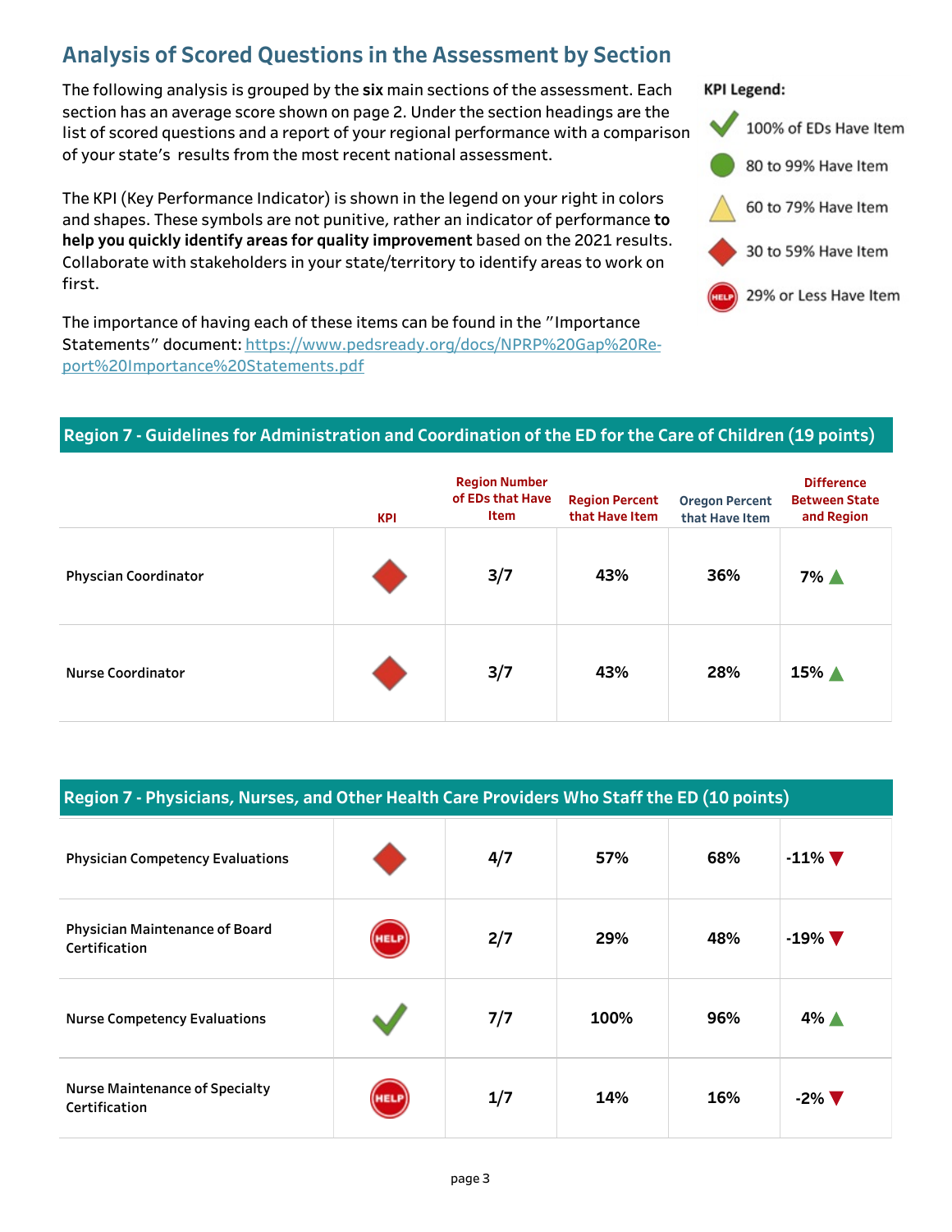## Analysis of Scored Questions in the Assessment by Section

The following analysis is grouped by the **six** main sections of the assessment. Each section has an average score shown on page 2. Under the section headings are the list of scored questions and a report of your regional performance with a comparison of your state's results from the most recent national assessment.

The KPI (Key Performance Indicator) is shown in the legend on your right in colors and shapes. These symbols are not punitive, rather an indicator of performance **to help you quickly identify areas for quality improvement** based on the 2021 results. Collaborate with stakeholders in your state/territory to identify areas to work on first.

The importance of having each of these items can be found in the "Importance Statements" document: https://www.pedsready.org/docs/NPRP%20Gap%20Report%20Importance%20Statements.pdf

**KPI Legend:**

- ✓ (green check) 100% of EDs Have Item
- ● (green circle) 80 to 99% Have Item
- ▲ (yellow triangle) 60 to 79% Have Item
- ◆ (red diamond) 30 to 59% Have Item
- HELP (red circle) 29% or Less Have Item

### Region 7 - Guidelines for Administration and Coordination of the ED for the Care of Children (19 points)

| | KPI | Region Number of EDs that Have Item | Region Percent that Have Item | Oregon Percent that Have Item | Difference Between State and Region |
|---|---|---|---|---|---|
| Physcian Coordinator | ◆ | 3/7 | 43% | 36% | 7% ▲ |
| Nurse Coordinator | ◆ | 3/7 | 43% | 28% | 15% ▲ |

### Region 7 - Physicians, Nurses, and Other Health Care Providers Who Staff the ED (10 points)

| | KPI | Region Number of EDs that Have Item | Region Percent that Have Item | Oregon Percent that Have Item | Difference Between State and Region |
|---|---|---|---|---|---|
| Physician Competency Evaluations | ◆ | 4/7 | 57% | 68% | -11% ▼ |
| Physician Maintenance of Board Certification | HELP | 2/7 | 29% | 48% | -19% ▼ |
| Nurse Competency Evaluations | ✓ | 7/7 | 100% | 96% | 4% ▲ |
| Nurse Maintenance of Specialty Certification | HELP | 1/7 | 14% | 16% | -2% ▼ |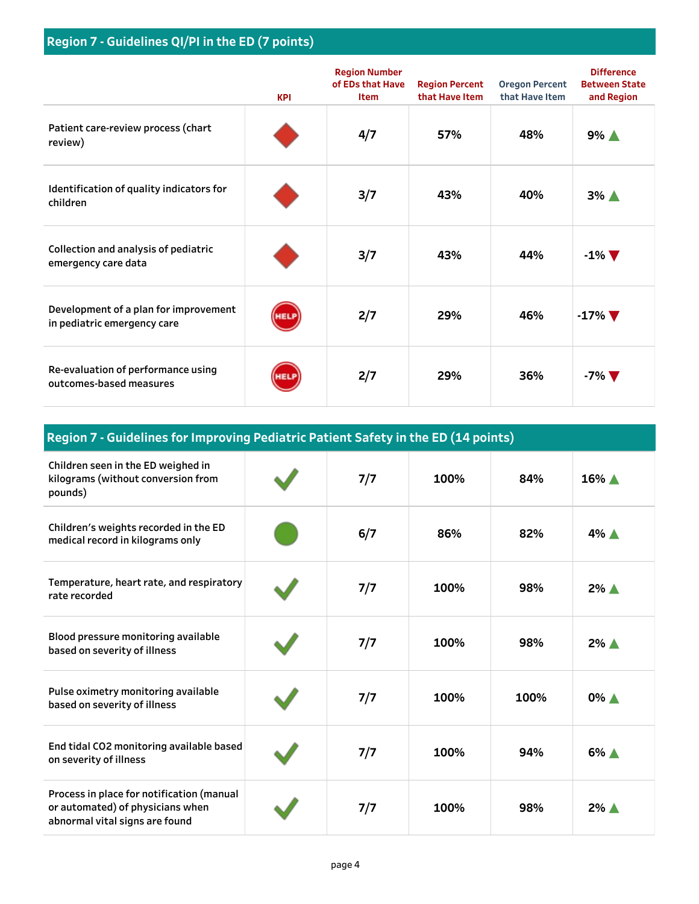## Region 7 - Guidelines QI/PI in the ED (7 points)

| | KPI | Region Number of EDs that Have Item | Region Percent that Have Item | Oregon Percent that Have Item | Difference Between State and Region |
|---|---|---|---|---|---|
| Patient care-review process (chart review) | ◆ | 4/7 | 57% | 48% | 9% ▲ |
| Identification of quality indicators for children | ◆ | 3/7 | 43% | 40% | 3% ▲ |
| Collection and analysis of pediatric emergency care data | ◆ | 3/7 | 43% | 44% | -1% ▼ |
| Development of a plan for improvement in pediatric emergency care | HELP | 2/7 | 29% | 46% | -17% ▼ |
| Re-evaluation of performance using outcomes-based measures | HELP | 2/7 | 29% | 36% | -7% ▼ |

## Region 7 - Guidelines for Improving Pediatric Patient Safety in the ED (14 points)

| | KPI | Region Number of EDs that Have Item | Region Percent that Have Item | Oregon Percent that Have Item | Difference Between State and Region |
|---|---|---|---|---|---|
| Children seen in the ED weighed in kilograms (without conversion from pounds) | ✓ | 7/7 | 100% | 84% | 16% ▲ |
| Children's weights recorded in the ED medical record in kilograms only | ● | 6/7 | 86% | 82% | 4% ▲ |
| Temperature, heart rate, and respiratory rate recorded | ✓ | 7/7 | 100% | 98% | 2% ▲ |
| Blood pressure monitoring available based on severity of illness | ✓ | 7/7 | 100% | 98% | 2% ▲ |
| Pulse oximetry monitoring available based on severity of illness | ✓ | 7/7 | 100% | 100% | 0% ▲ |
| End tidal CO2 monitoring available based on severity of illness | ✓ | 7/7 | 100% | 94% | 6% ▲ |
| Process in place for notification (manual or automated) of physicians when abnormal vital signs are found | ✓ | 7/7 | 100% | 98% | 2% ▲ |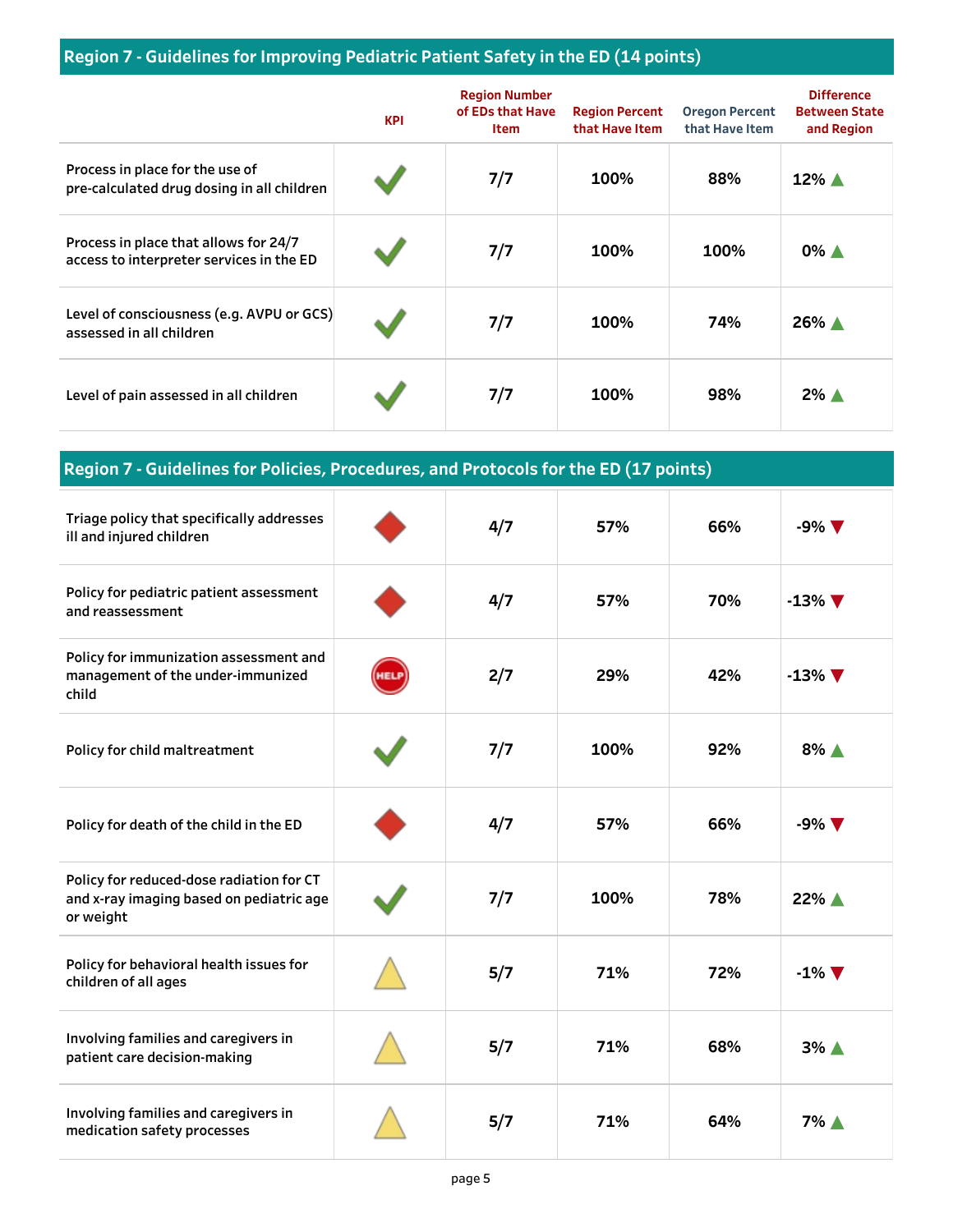## Region 7 - Guidelines for Improving Pediatric Patient Safety in the ED (14 points)

| | KPI | Region Number of EDs that Have Item | Region Percent that Have Item | Oregon Percent that Have Item | Difference Between State and Region |
|---|---|---|---|---|---|
| Process in place for the use of pre-calculated drug dosing in all children | ✓ | 7/7 | 100% | 88% | 12% ▲ |
| Process in place that allows for 24/7 access to interpreter services in the ED | ✓ | 7/7 | 100% | 100% | 0% ▲ |
| Level of consciousness (e.g. AVPU or GCS) assessed in all children | ✓ | 7/7 | 100% | 74% | 26% ▲ |
| Level of pain assessed in all children | ✓ | 7/7 | 100% | 98% | 2% ▲ |

## Region 7 - Guidelines for Policies, Procedures, and Protocols for the ED (17 points)

| | KPI | Region Number of EDs that Have Item | Region Percent that Have Item | Oregon Percent that Have Item | Difference Between State and Region |
|---|---|---|---|---|---|
| Triage policy that specifically addresses ill and injured children | ◆ | 4/7 | 57% | 66% | -9% ▼ |
| Policy for pediatric patient assessment and reassessment | ◆ | 4/7 | 57% | 70% | -13% ▼ |
| Policy for immunization assessment and management of the under-immunized child | HELP | 2/7 | 29% | 42% | -13% ▼ |
| Policy for child maltreatment | ✓ | 7/7 | 100% | 92% | 8% ▲ |
| Policy for death of the child in the ED | ◆ | 4/7 | 57% | 66% | -9% ▼ |
| Policy for reduced-dose radiation for CT and x-ray imaging based on pediatric age or weight | ✓ | 7/7 | 100% | 78% | 22% ▲ |
| Policy for behavioral health issues for children of all ages | △ | 5/7 | 71% | 72% | -1% ▼ |
| Involving families and caregivers in patient care decision-making | △ | 5/7 | 71% | 68% | 3% ▲ |
| Involving families and caregivers in medication safety processes | △ | 5/7 | 71% | 64% | 7% ▲ |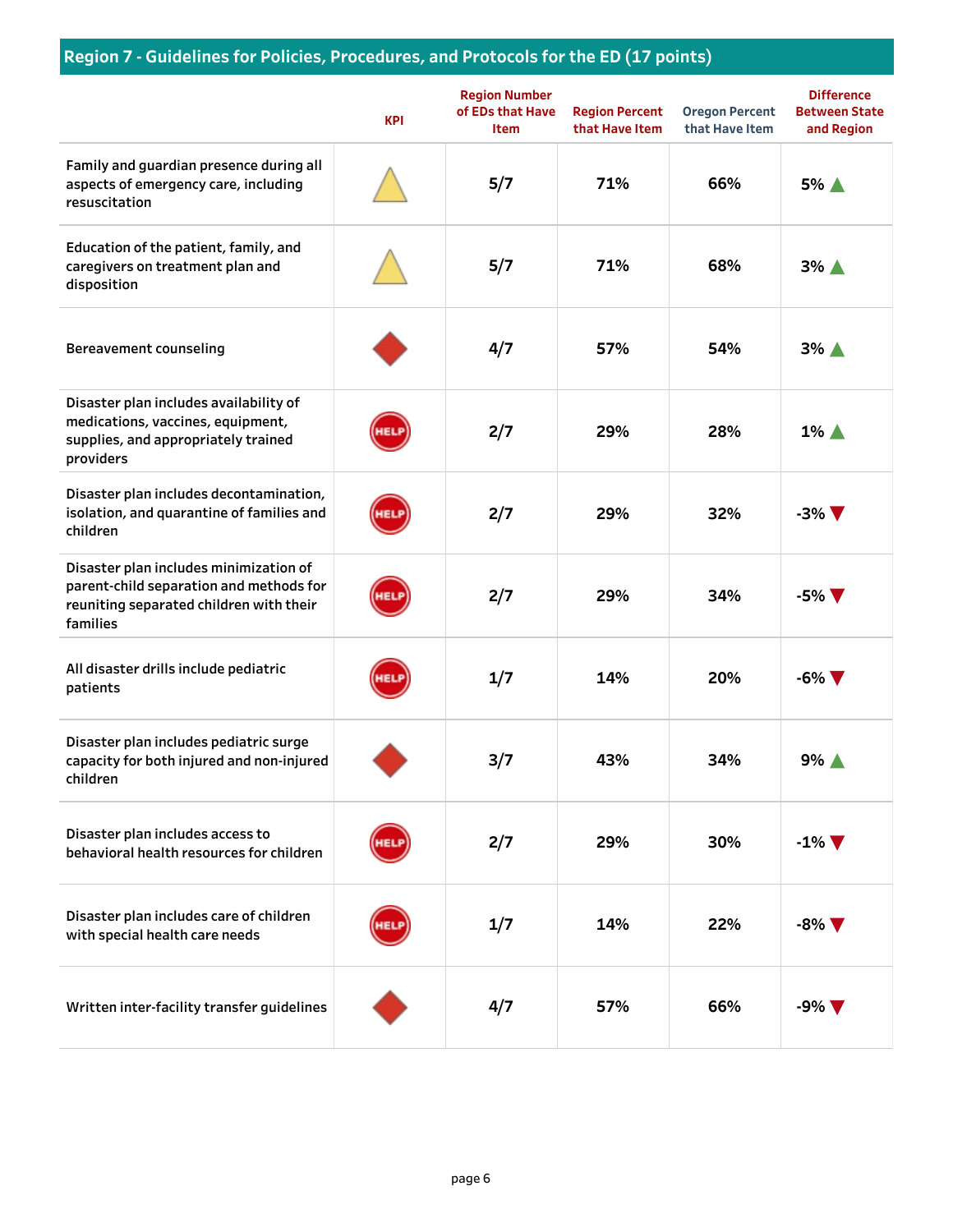## Region 7 - Guidelines for Policies, Procedures, and Protocols for the ED (17 points)

| | KPI | Region Number of EDs that Have Item | Region Percent that Have Item | Oregon Percent that Have Item | Difference Between State and Region |
|---|---|---|---|---|---|
| Family and guardian presence during all aspects of emergency care, including resuscitation | △ | 5/7 | 71% | 66% | 5% ▲ |
| Education of the patient, family, and caregivers on treatment plan and disposition | △ | 5/7 | 71% | 68% | 3% ▲ |
| Bereavement counseling | ◆ | 4/7 | 57% | 54% | 3% ▲ |
| Disaster plan includes availability of medications, vaccines, equipment, supplies, and appropriately trained providers | HELP | 2/7 | 29% | 28% | 1% ▲ |
| Disaster plan includes decontamination, isolation, and quarantine of families and children | HELP | 2/7 | 29% | 32% | -3% ▼ |
| Disaster plan includes minimization of parent-child separation and methods for reuniting separated children with their families | HELP | 2/7 | 29% | 34% | -5% ▼ |
| All disaster drills include pediatric patients | HELP | 1/7 | 14% | 20% | -6% ▼ |
| Disaster plan includes pediatric surge capacity for both injured and non-injured children | ◆ | 3/7 | 43% | 34% | 9% ▲ |
| Disaster plan includes access to behavioral health resources for children | HELP | 2/7 | 29% | 30% | -1% ▼ |
| Disaster plan includes care of children with special health care needs | HELP | 1/7 | 14% | 22% | -8% ▼ |
| Written inter-facility transfer guidelines | ◆ | 4/7 | 57% | 66% | -9% ▼ |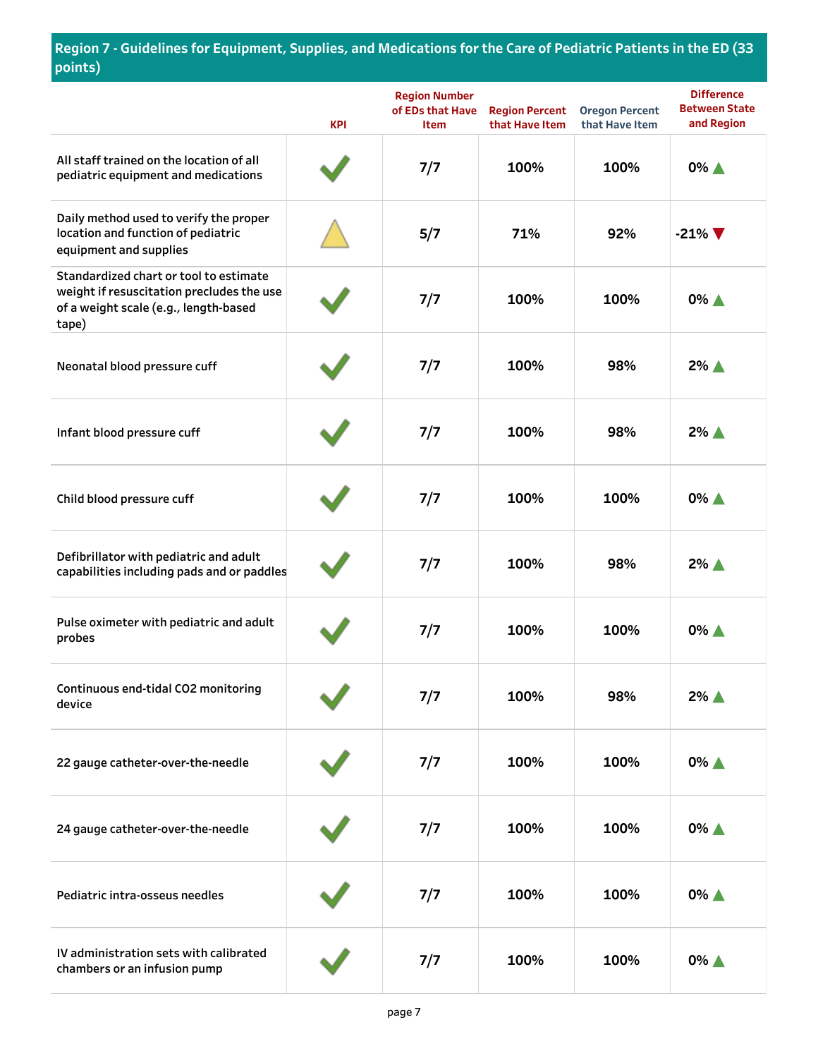## Region 7 - Guidelines for Equipment, Supplies, and Medications for the Care of Pediatric Patients in the ED (33 points)

| | KPI | Region Number of EDs that Have Item | Region Percent that Have Item | Oregon Percent that Have Item | Difference Between State and Region |
|---|---|---|---|---|---|
| All staff trained on the location of all pediatric equipment and medications | ✓ | 7/7 | 100% | 100% | 0% ▲ |
| Daily method used to verify the proper location and function of pediatric equipment and supplies | ⚠ | 5/7 | 71% | 92% | -21% ▼ |
| Standardized chart or tool to estimate weight if resuscitation precludes the use of a weight scale (e.g., length-based tape) | ✓ | 7/7 | 100% | 100% | 0% ▲ |
| Neonatal blood pressure cuff | ✓ | 7/7 | 100% | 98% | 2% ▲ |
| Infant blood pressure cuff | ✓ | 7/7 | 100% | 98% | 2% ▲ |
| Child blood pressure cuff | ✓ | 7/7 | 100% | 100% | 0% ▲ |
| Defibrillator with pediatric and adult capabilities including pads and or paddles | ✓ | 7/7 | 100% | 98% | 2% ▲ |
| Pulse oximeter with pediatric and adult probes | ✓ | 7/7 | 100% | 100% | 0% ▲ |
| Continuous end-tidal CO2 monitoring device | ✓ | 7/7 | 100% | 98% | 2% ▲ |
| 22 gauge catheter-over-the-needle | ✓ | 7/7 | 100% | 100% | 0% ▲ |
| 24 gauge catheter-over-the-needle | ✓ | 7/7 | 100% | 100% | 0% ▲ |
| Pediatric intra-osseus needles | ✓ | 7/7 | 100% | 100% | 0% ▲ |
| IV administration sets with calibrated chambers or an infusion pump | ✓ | 7/7 | 100% | 100% | 0% ▲ |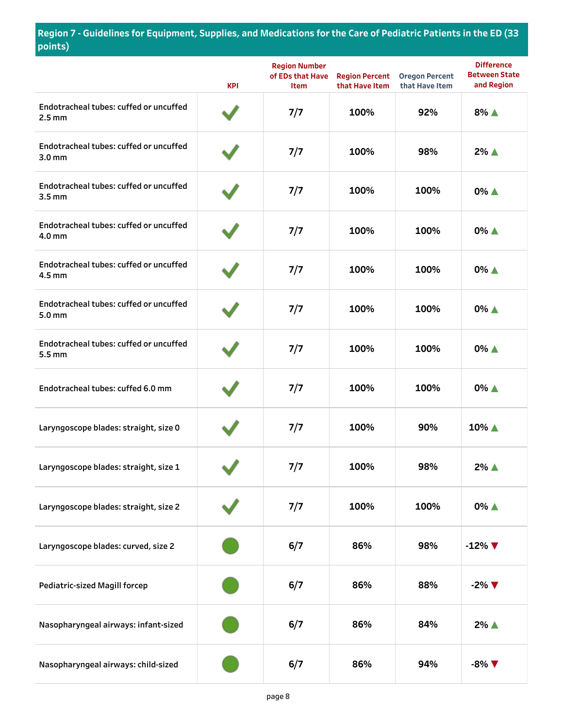## Region 7 - Guidelines for Equipment, Supplies, and Medications for the Care of Pediatric Patients in the ED (33 points)

| | KPI | Region Number of EDs that Have Item | Region Percent that Have Item | Oregon Percent that Have Item | Difference Between State and Region |
|---|---|---|---|---|---|
| Endotracheal tubes: cuffed or uncuffed 2.5 mm | ✔ | 7/7 | 100% | 92% | 8% ▲ |
| Endotracheal tubes: cuffed or uncuffed 3.0 mm | ✔ | 7/7 | 100% | 98% | 2% ▲ |
| Endotracheal tubes: cuffed or uncuffed 3.5 mm | ✔ | 7/7 | 100% | 100% | 0% ▲ |
| Endotracheal tubes: cuffed or uncuffed 4.0 mm | ✔ | 7/7 | 100% | 100% | 0% ▲ |
| Endotracheal tubes: cuffed or uncuffed 4.5 mm | ✔ | 7/7 | 100% | 100% | 0% ▲ |
| Endotracheal tubes: cuffed or uncuffed 5.0 mm | ✔ | 7/7 | 100% | 100% | 0% ▲ |
| Endotracheal tubes: cuffed or uncuffed 5.5 mm | ✔ | 7/7 | 100% | 100% | 0% ▲ |
| Endotracheal tubes: cuffed 6.0 mm | ✔ | 7/7 | 100% | 100% | 0% ▲ |
| Laryngoscope blades: straight, size 0 | ✔ | 7/7 | 100% | 90% | 10% ▲ |
| Laryngoscope blades: straight, size 1 | ✔ | 7/7 | 100% | 98% | 2% ▲ |
| Laryngoscope blades: straight, size 2 | ✔ | 7/7 | 100% | 100% | 0% ▲ |
| Laryngoscope blades: curved, size 2 | ● | 6/7 | 86% | 98% | -12% ▼ |
| Pediatric-sized Magill forcep | ● | 6/7 | 86% | 88% | -2% ▼ |
| Nasopharyngeal airways: infant-sized | ● | 6/7 | 86% | 84% | 2% ▲ |
| Nasopharyngeal airways: child-sized | ● | 6/7 | 86% | 94% | -8% ▼ |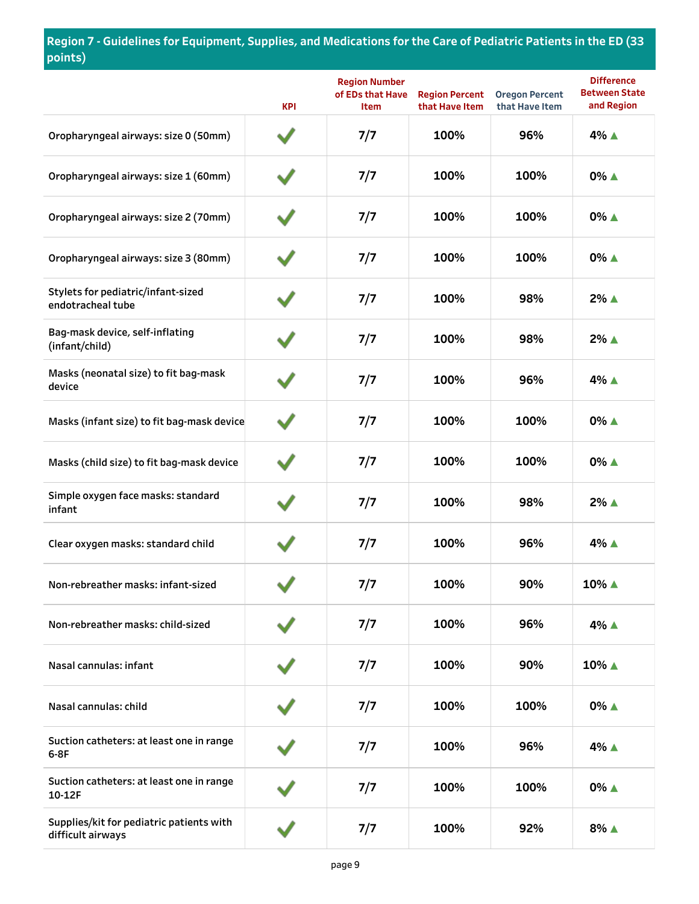## Region 7 - Guidelines for Equipment, Supplies, and Medications for the Care of Pediatric Patients in the ED (33 points)

| | KPI | Region Number of EDs that Have Item | Region Percent that Have Item | Oregon Percent that Have Item | Difference Between State and Region |
|---|---|---|---|---|---|
| Oropharyngeal airways: size 0 (50mm) | ✔ | 7/7 | 100% | 96% | 4% ▲ |
| Oropharyngeal airways: size 1 (60mm) | ✔ | 7/7 | 100% | 100% | 0% ▲ |
| Oropharyngeal airways: size 2 (70mm) | ✔ | 7/7 | 100% | 100% | 0% ▲ |
| Oropharyngeal airways: size 3 (80mm) | ✔ | 7/7 | 100% | 100% | 0% ▲ |
| Stylets for pediatric/infant-sized endotracheal tube | ✔ | 7/7 | 100% | 98% | 2% ▲ |
| Bag-mask device, self-inflating (infant/child) | ✔ | 7/7 | 100% | 98% | 2% ▲ |
| Masks (neonatal size) to fit bag-mask device | ✔ | 7/7 | 100% | 96% | 4% ▲ |
| Masks (infant size) to fit bag-mask device | ✔ | 7/7 | 100% | 100% | 0% ▲ |
| Masks (child size) to fit bag-mask device | ✔ | 7/7 | 100% | 100% | 0% ▲ |
| Simple oxygen face masks: standard infant | ✔ | 7/7 | 100% | 98% | 2% ▲ |
| Clear oxygen masks: standard child | ✔ | 7/7 | 100% | 96% | 4% ▲ |
| Non-rebreather masks: infant-sized | ✔ | 7/7 | 100% | 90% | 10% ▲ |
| Non-rebreather masks: child-sized | ✔ | 7/7 | 100% | 96% | 4% ▲ |
| Nasal cannulas: infant | ✔ | 7/7 | 100% | 90% | 10% ▲ |
| Nasal cannulas: child | ✔ | 7/7 | 100% | 100% | 0% ▲ |
| Suction catheters: at least one in range 6-8F | ✔ | 7/7 | 100% | 96% | 4% ▲ |
| Suction catheters: at least one in range 10-12F | ✔ | 7/7 | 100% | 100% | 0% ▲ |
| Supplies/kit for pediatric patients with difficult airways | ✔ | 7/7 | 100% | 92% | 8% ▲ |